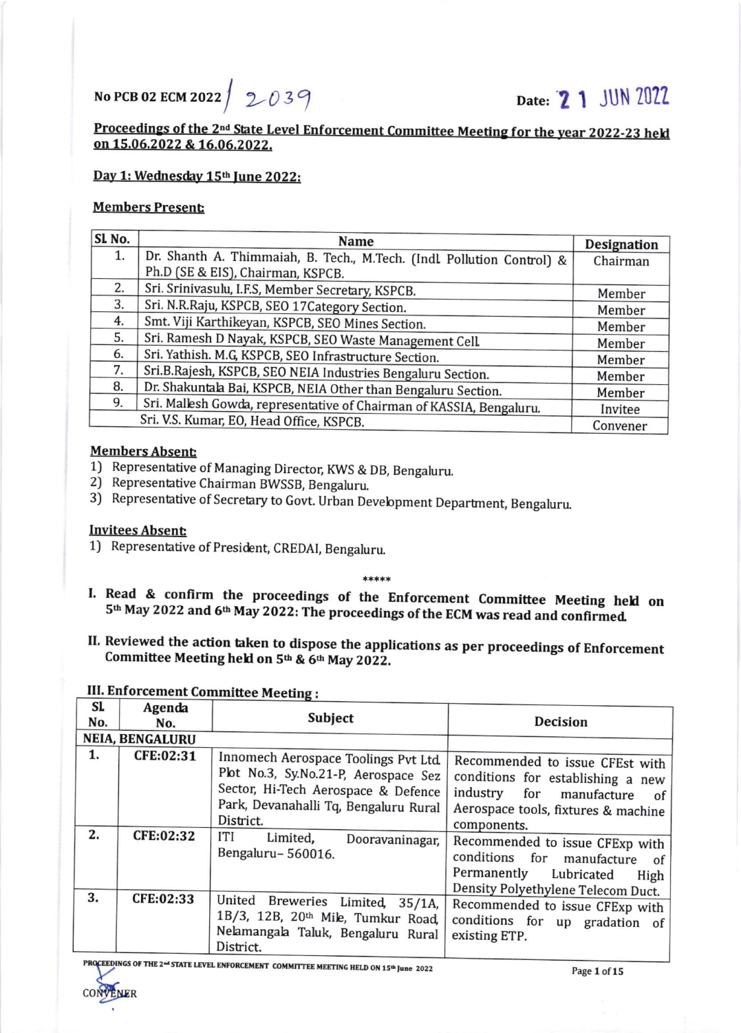No PCB 02 ECM 2022/ 2039

Date: 21 JUN 2022

**Proceedings of the 2nd State Level Enforcement Committee Meeting for the year 2022-23 held on 15.06.2022 & 16.06.2022.**

**Day 1: Wednesday 15th June 2022:**

**Members Present:**

| Sl. No. | Name | Designation |
|---|---|---|
| 1. | Dr. Shanth A. Thimmaiah, B. Tech., M.Tech. (Indl. Pollution Control) & Ph.D (SE & EIS), Chairman, KSPCB. | Chairman |
| 2. | Sri. Srinivasulu, I.F.S, Member Secretary, KSPCB. | Member |
| 3. | Sri. N.R.Raju, KSPCB, SEO 17Category Section. | Member |
| 4. | Smt. Viji Karthikeyan, KSPCB, SEO Mines Section. | Member |
| 5. | Sri. Ramesh D Nayak, KSPCB, SEO Waste Management Cell. | Member |
| 6. | Sri. Yathish. M.G, KSPCB, SEO Infrastructure Section. | Member |
| 7. | Sri.B.Rajesh, KSPCB, SEO NEIA Industries Bengaluru Section. | Member |
| 8. | Dr. Shakuntala Bai, KSPCB, NEIA Other than Bengaluru Section. | Member |
| 9. | Sri. Mallesh Gowda, representative of Chairman of KASSIA, Bengaluru. | Invitee |
| | Sri. V.S. Kumar, EO, Head Office, KSPCB. | Convener |

**Members Absent:**

1) Representative of Managing Director, KWS & DB, Bengaluru.
2) Representative Chairman BWSSB, Bengaluru.
3) Representative of Secretary to Govt. Urban Development Department, Bengaluru.

**Invitees Absent:**

1) Representative of President, CREDAI, Bengaluru.

*****

**I. Read & confirm the proceedings of the Enforcement Committee Meeting held on 5th May 2022 and 6th May 2022: The proceedings of the ECM was read and confirmed.**

**II. Reviewed the action taken to dispose the applications as per proceedings of Enforcement Committee Meeting held on 5th & 6th May 2022.**

**III. Enforcement Committee Meeting :**

| Sl. No. | Agenda No. | Subject | Decision |
|---|---|---|---|
| **NEIA, BENGALURU** | | | |
| 1. | CFE:02:31 | Innomech Aerospace Toolings Pvt Ltd. Plot No.3, Sy.No.21-P, Aerospace Sez Sector, Hi-Tech Aerospace & Defence Park, Devanahalli Tq, Bengaluru Rural District. | Recommended to issue CFEst with conditions for establishing a new industry for manufacture of Aerospace tools, fixtures & machine components. |
| 2. | CFE:02:32 | ITI Limited, Dooravaninagar, Bengaluru- 560016. | Recommended to issue CFExp with conditions for manufacture of Permanently Lubricated High Density Polyethylene Telecom Duct. |
| 3. | CFE:02:33 | United Breweries Limited, 35/1A, 1B/3, 12B, 20th Mile, Tumkur Road, Nelamangala Taluk, Bengaluru Rural District. | Recommended to issue CFExp with conditions for up gradation of existing ETP. |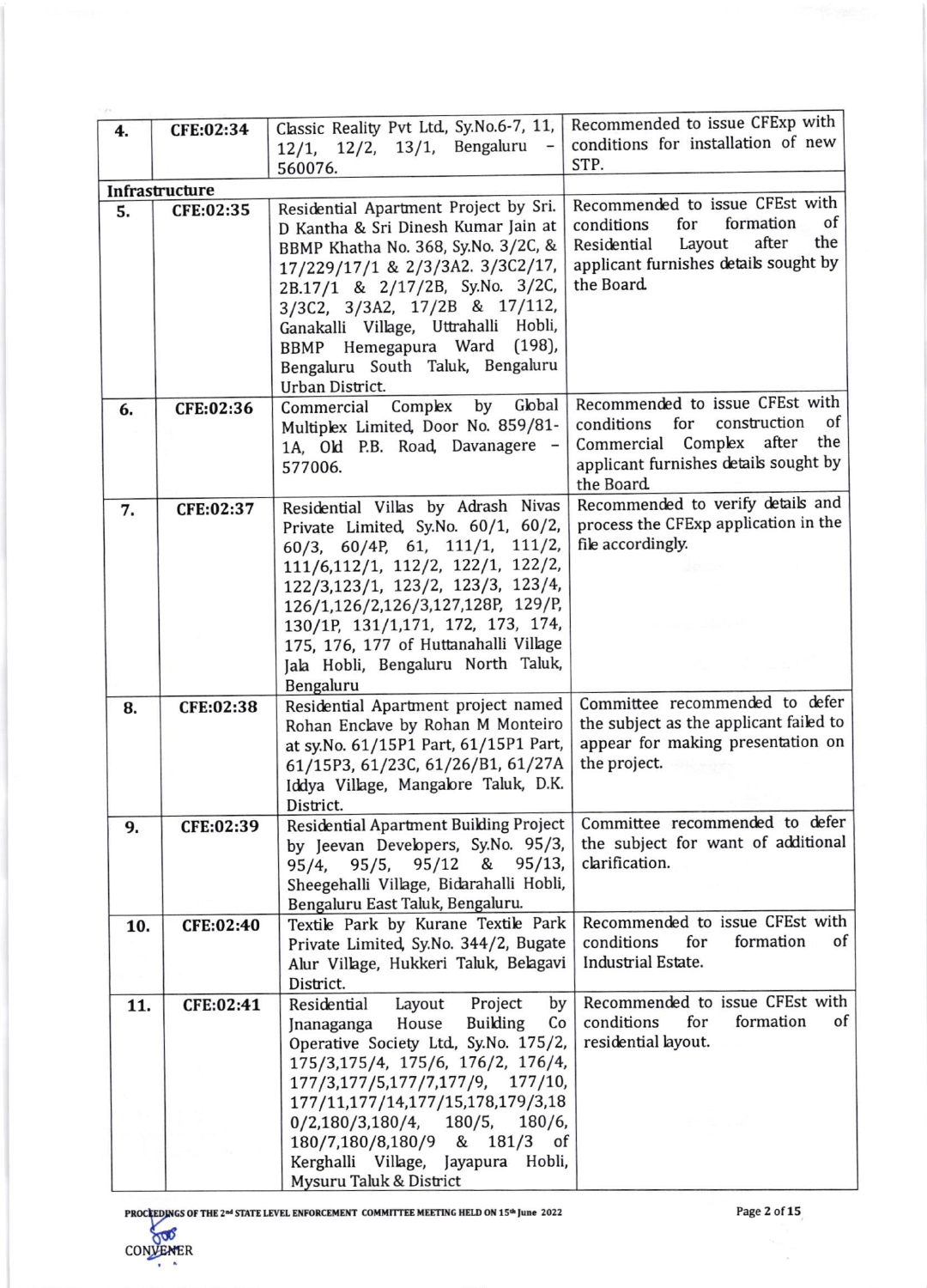| | | | |
|---|---|---|---|
| 4. | CFE:02:34 | Classic Reality Pvt Ltd., Sy.No.6-7, 11, 12/1, 12/2, 13/1, Bengaluru - 560076. | Recommended to issue CFExp with conditions for installation of new STP. |
| **Infrastructure** | | | |
| 5. | CFE:02:35 | Residential Apartment Project by Sri. D Kantha & Sri Dinesh Kumar Jain at BBMP Khatha No. 368, Sy.No. 3/2C, & 17/229/17/1 & 2/3/3A2. 3/3C2/17, 2B.17/1 & 2/17/2B, Sy.No. 3/2C, 3/3C2, 3/3A2, 17/2B & 17/112, Ganakalli Village, Uttrahalli Hobli, BBMP Hemegapura Ward (198), Bengaluru South Taluk, Bengaluru Urban District. | Recommended to issue CFEst with conditions for formation of Residential Layout after the applicant furnishes details sought by the Board. |
| 6. | CFE:02:36 | Commercial Complex by Global Multiplex Limited, Door No. 859/81-1A, Old P.B. Road, Davanagere - 577006. | Recommended to issue CFEst with conditions for construction of Commercial Complex after the applicant furnishes details sought by the Board. |
| 7. | CFE:02:37 | Residential Villas by Adrash Nivas Private Limited, Sy.No. 60/1, 60/2, 60/3, 60/4P, 61, 111/1, 111/2, 111/6,112/1, 112/2, 122/1, 122/2, 122/3,123/1, 123/2, 123/3, 123/4, 126/1,126/2,126/3,127,128P, 129/P, 130/1P, 131/1,171, 172, 173, 174, 175, 176, 177 of Huttanahalli Village Jala Hobli, Bengaluru North Taluk, Bengaluru | Recommended to verify details and process the CFExp application in the file accordingly. |
| 8. | CFE:02:38 | Residential Apartment project named Rohan Enclave by Rohan M Monteiro at sy.No. 61/15P1 Part, 61/15P1 Part, 61/15P3, 61/23C, 61/26/B1, 61/27A Iddya Village, Mangalore Taluk, D.K. District. | Committee recommended to defer the subject as the applicant failed to appear for making presentation on the project. |
| 9. | CFE:02:39 | Residential Apartment Building Project by Jeevan Developers, Sy.No. 95/3, 95/4, 95/5, 95/12 & 95/13, Sheegehalli Village, Bidarahalli Hobli, Bengaluru East Taluk, Bengaluru. | Committee recommended to defer the subject for want of additional clarification. |
| 10. | CFE:02:40 | Textile Park by Kurane Textile Park Private Limited, Sy.No. 344/2, Bugate Alur Village, Hukkeri Taluk, Belagavi District. | Recommended to issue CFEst with conditions for formation of Industrial Estate. |
| 11. | CFE:02:41 | Residential Layout Project by Jnanaganga House Building Co Operative Society Ltd., Sy.No. 175/2, 175/3,175/4, 175/6, 176/2, 176/4, 177/3,177/5,177/7,177/9, 177/10, 177/11,177/14,177/15,178,179/3,180/2,180/3,180/4, 180/5, 180/6, 180/7,180/8,180/9 & 181/3 of Kerghalli Village, Jayapura Hobli, Mysuru Taluk & District | Recommended to issue CFEst with conditions for formation of residential layout. |

CONVENER